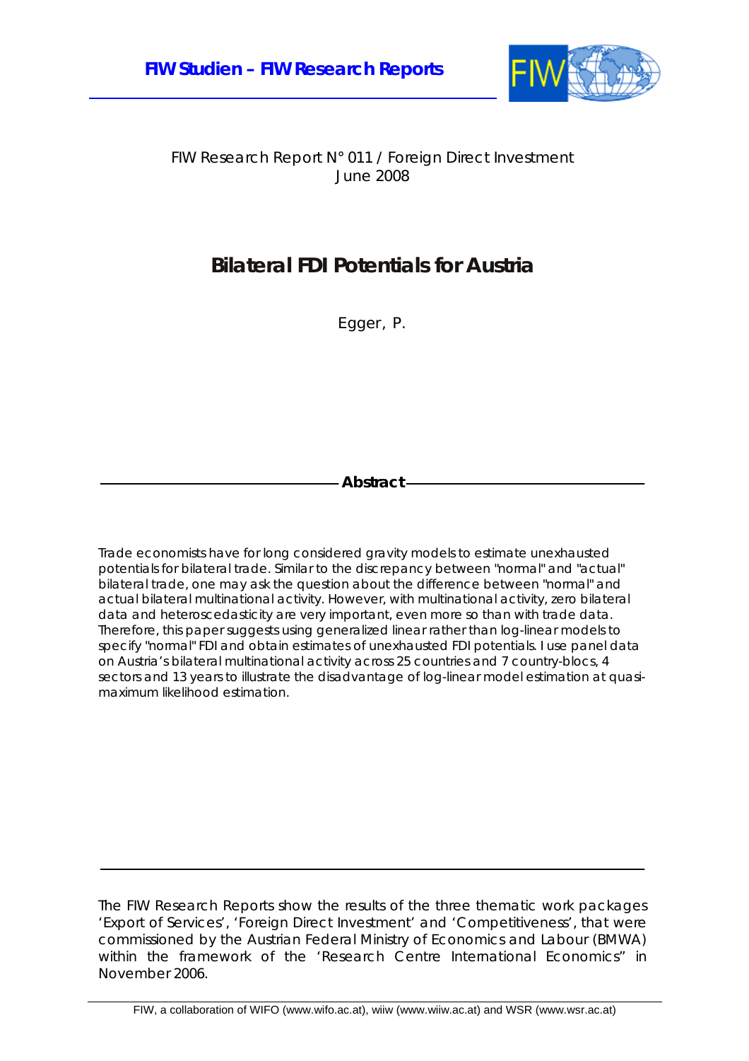**FIW Studien – FIW Research Reports**

FIW Research Report N° 011 / Foreign Direct Investment
June 2008

# Bilateral FDI Potentials for Austria

Egger, P.

## Abstract

Trade economists have for long considered gravity models to estimate unexhausted potentials for bilateral trade. Similar to the discrepancy between "normal" and "actual" bilateral trade, one may ask the question about the difference between "normal" and actual bilateral multinational activity. However, with multinational activity, zero bilateral data and heteroscedasticity are very important, even more so than with trade data. Therefore, this paper suggests using generalized linear rather than log-linear models to specify "normal" FDI and obtain estimates of unexhausted FDI potentials. I use panel data on Austria's bilateral multinational activity across 25 countries and 7 country-blocs, 4 sectors and 13 years to illustrate the disadvantage of log-linear model estimation at quasi-maximum likelihood estimation.

The FIW Research Reports show the results of the three thematic work packages 'Export of Services', 'Foreign Direct Investment' and 'Competitiveness', that were commissioned by the Austrian Federal Ministry of Economics and Labour (BMWA) within the framework of the 'Research Centre International Economics" in November 2006.

FIW, a collaboration of WIFO (www.wifo.ac.at), wiiw (www.wiiw.ac.at) and WSR (www.wsr.ac.at)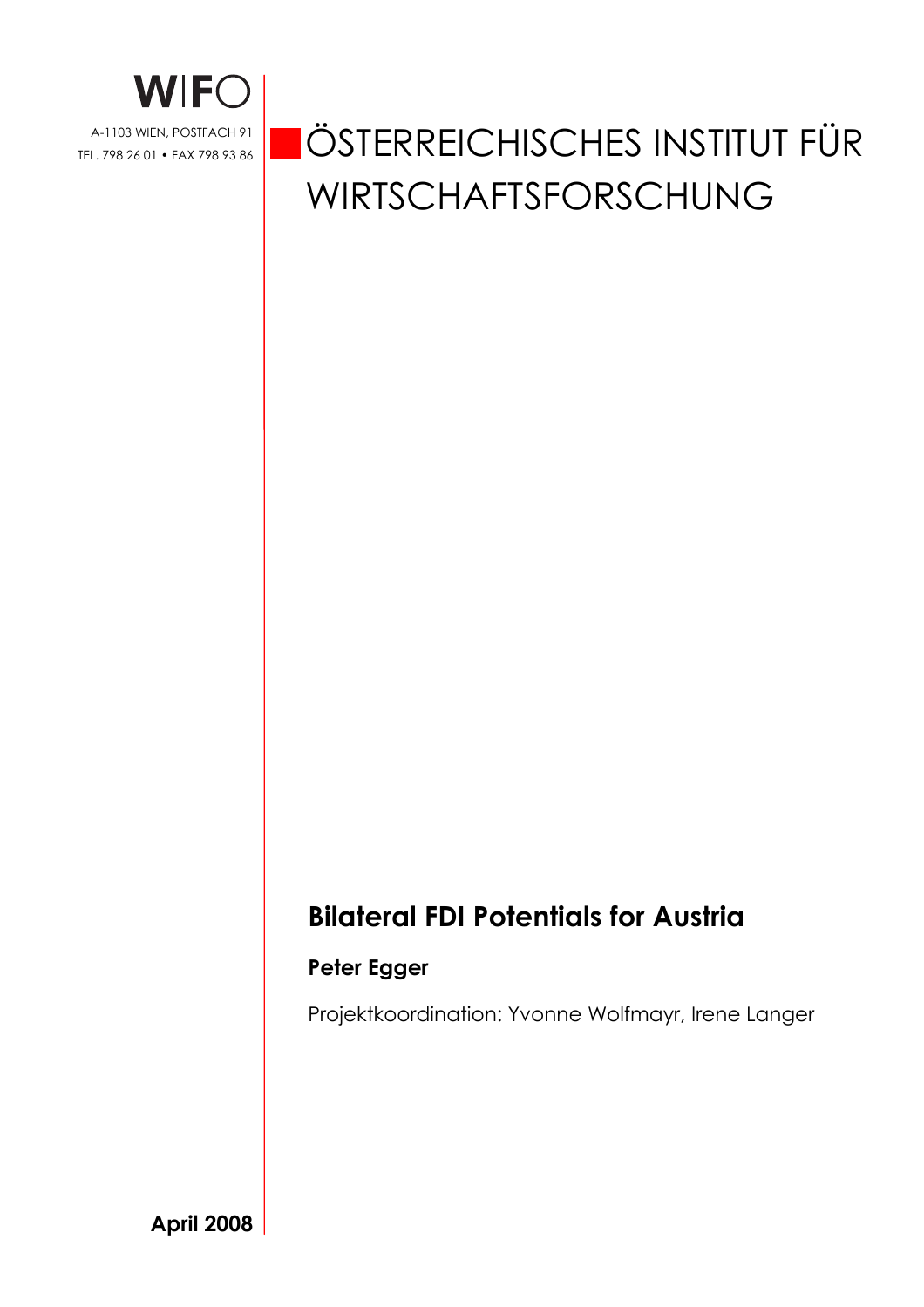WIFO

A-1103 WIEN, POSTFACH 91
TEL. 798 26 01 • FAX 798 93 86

# ÖSTERREICHISCHES INSTITUT FÜR WIRTSCHAFTSFORSCHUNG

## Bilateral FDI Potentials for Austria

**Peter Egger**

Projektkoordination: Yvonne Wolfmayr, Irene Langer

**April 2008**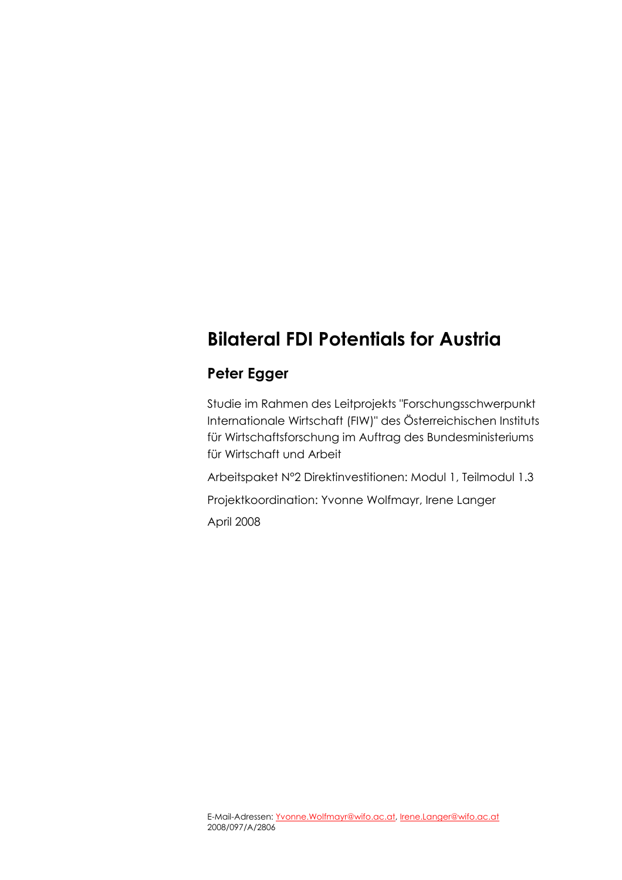# Bilateral FDI Potentials for Austria

## Peter Egger

Studie im Rahmen des Leitprojekts "Forschungsschwerpunkt Internationale Wirtschaft (FIW)" des Österreichischen Instituts für Wirtschaftsforschung im Auftrag des Bundesministeriums für Wirtschaft und Arbeit

Arbeitspaket N°2 Direktinvestitionen: Modul 1, Teilmodul 1.3

Projektkoordination: Yvonne Wolfmayr, Irene Langer

April 2008

E-Mail-Adressen: Yvonne.Wolfmayr@wifo.ac.at, Irene.Langer@wifo.ac.at
2008/097/A/2806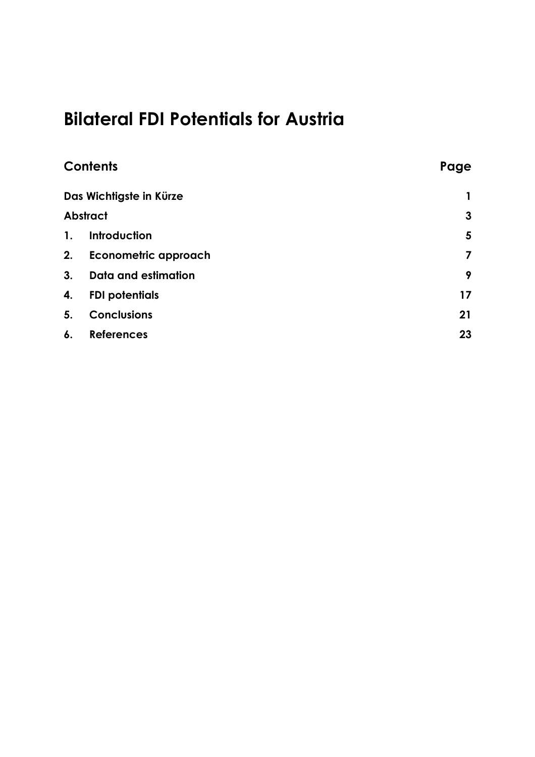# Bilateral FDI Potentials for Austria

| Contents | | Page |
|---|---|---|
| **Das Wichtigste in Kürze** | | **1** |
| **Abstract** | | **3** |
| **1.** | **Introduction** | **5** |
| **2.** | **Econometric approach** | **7** |
| **3.** | **Data and estimation** | **9** |
| **4.** | **FDI potentials** | **17** |
| **5.** | **Conclusions** | **21** |
| **6.** | **References** | **23** |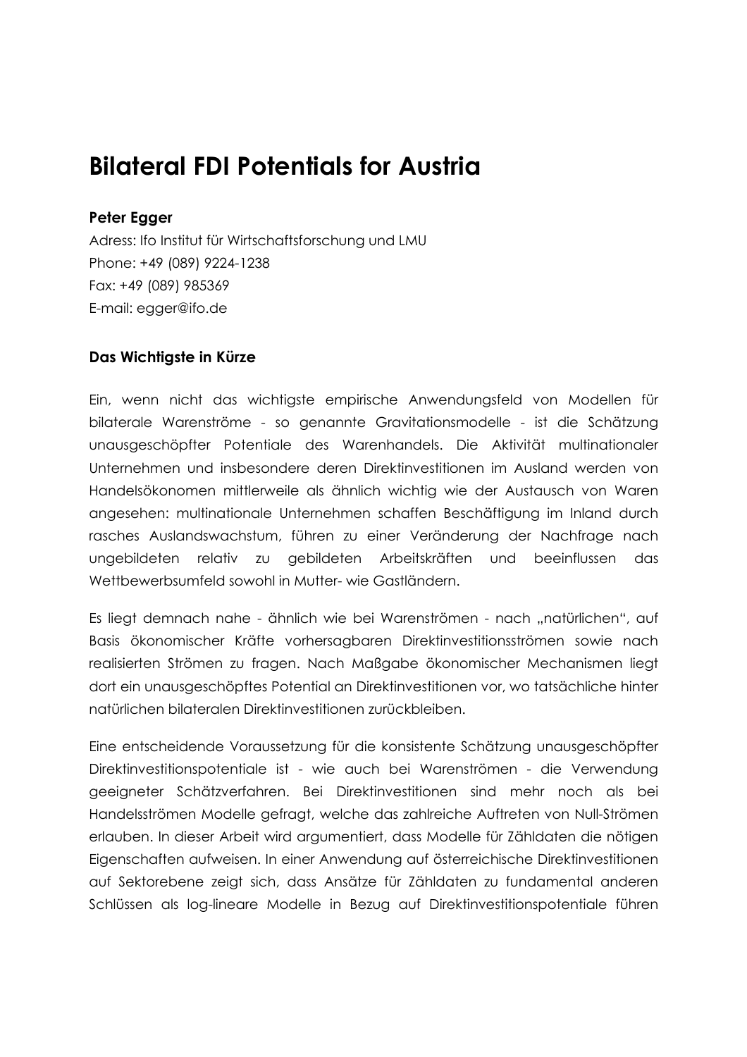# Bilateral FDI Potentials for Austria

**Peter Egger**

Adress: Ifo Institut für Wirtschaftsforschung und LMU
Phone: +49 (089) 9224-1238
Fax: +49 (089) 985369
E-mail: egger@ifo.de

### Das Wichtigste in Kürze

Ein, wenn nicht das wichtigste empirische Anwendungsfeld von Modellen für bilaterale Warenströme - so genannte Gravitationsmodelle - ist die Schätzung unausgeschöpfter Potentiale des Warenhandels. Die Aktivität multinationaler Unternehmen und insbesondere deren Direktinvestitionen im Ausland werden von Handelsökonomen mittlerweile als ähnlich wichtig wie der Austausch von Waren angesehen: multinationale Unternehmen schaffen Beschäftigung im Inland durch rasches Auslandswachstum, führen zu einer Veränderung der Nachfrage nach ungebildeten relativ zu gebildeten Arbeitskräften und beeinflussen das Wettbewerbsumfeld sowohl in Mutter- wie Gastländern.

Es liegt demnach nahe - ähnlich wie bei Warenströmen - nach „natürlichen", auf Basis ökonomischer Kräfte vorhersagbaren Direktinvestitionsströmen sowie nach realisierten Strömen zu fragen. Nach Maßgabe ökonomischer Mechanismen liegt dort ein unausgeschöpftes Potential an Direktinvestitionen vor, wo tatsächliche hinter natürlichen bilateralen Direktinvestitionen zurückbleiben.

Eine entscheidende Voraussetzung für die konsistente Schätzung unausgeschöpfter Direktinvestitionspotentiale ist - wie auch bei Warenströmen - die Verwendung geeigneter Schätzverfahren. Bei Direktinvestitionen sind mehr noch als bei Handelsströmen Modelle gefragt, welche das zahlreiche Auftreten von Null-Strömen erlauben. In dieser Arbeit wird argumentiert, dass Modelle für Zähldaten die nötigen Eigenschaften aufweisen. In einer Anwendung auf österreichische Direktinvestitionen auf Sektorebene zeigt sich, dass Ansätze für Zähldaten zu fundamental anderen Schlüssen als log-lineare Modelle in Bezug auf Direktinvestitionspotentiale führen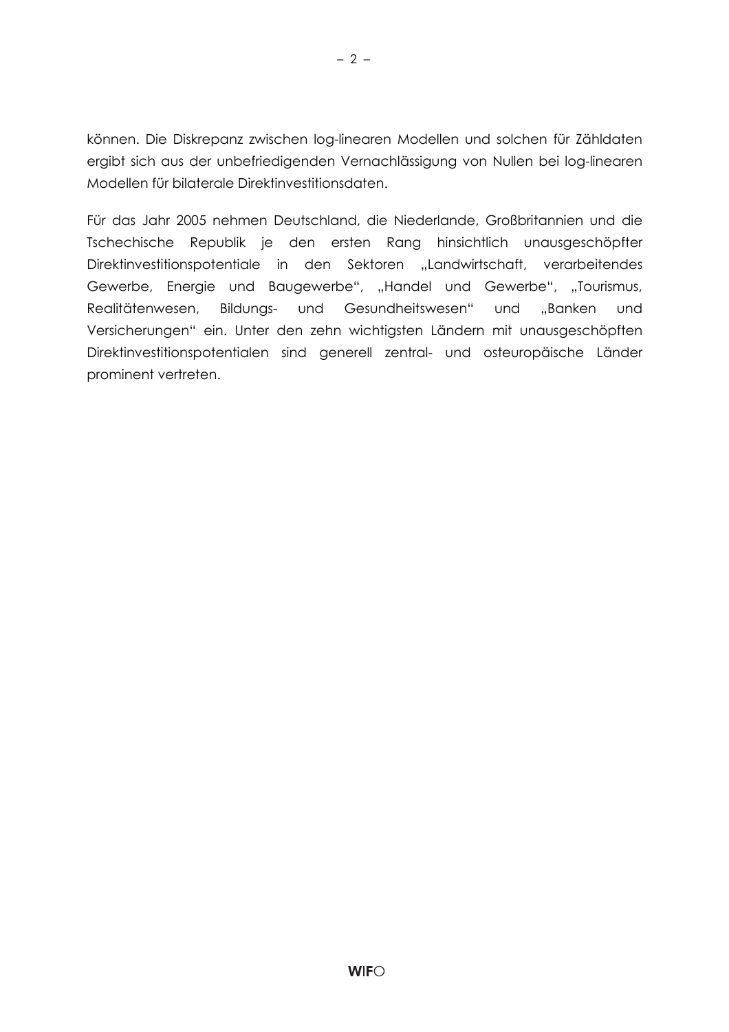können. Die Diskrepanz zwischen log-linearen Modellen und solchen für Zähldaten ergibt sich aus der unbefriedigenden Vernachlässigung von Nullen bei log-linearen Modellen für bilaterale Direktinvestitionsdaten.

Für das Jahr 2005 nehmen Deutschland, die Niederlande, Großbritannien und die Tschechische Republik je den ersten Rang hinsichtlich unausgeschöpfter Direktinvestitionspotentiale in den Sektoren „Landwirtschaft, verarbeitendes Gewerbe, Energie und Baugewerbe", „Handel und Gewerbe", „Tourismus, Realitätenwesen, Bildungs- und Gesundheitswesen" und „Banken und Versicherungen" ein. Unter den zehn wichtigsten Ländern mit unausgeschöpften Direktinvestitionspotentialen sind generell zentral- und osteuropäische Länder prominent vertreten.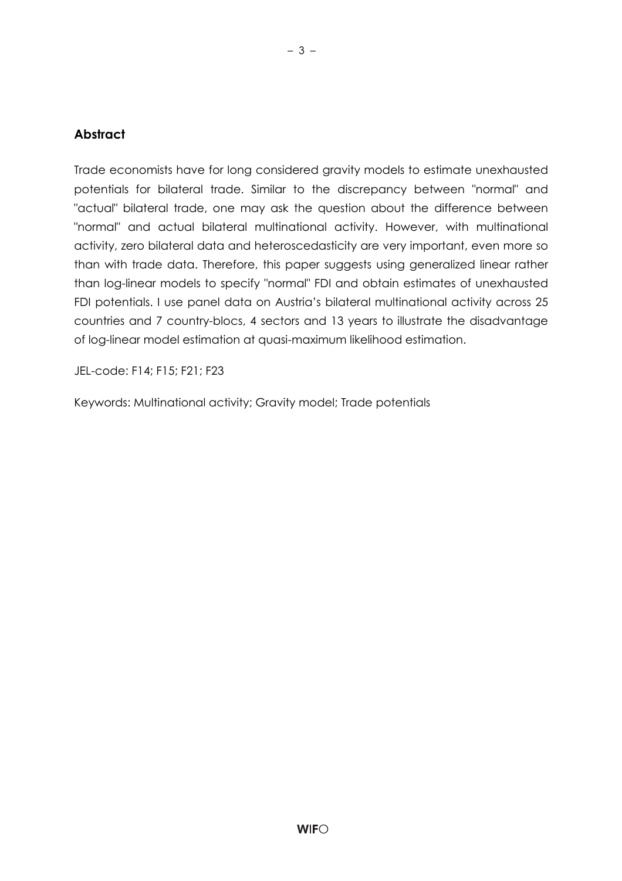## Abstract

Trade economists have for long considered gravity models to estimate unexhausted potentials for bilateral trade. Similar to the discrepancy between "normal" and "actual" bilateral trade, one may ask the question about the difference between "normal" and actual bilateral multinational activity. However, with multinational activity, zero bilateral data and heteroscedasticity are very important, even more so than with trade data. Therefore, this paper suggests using generalized linear rather than log-linear models to specify "normal" FDI and obtain estimates of unexhausted FDI potentials. I use panel data on Austria's bilateral multinational activity across 25 countries and 7 country-blocs, 4 sectors and 13 years to illustrate the disadvantage of log-linear model estimation at quasi-maximum likelihood estimation.

JEL-code: F14; F15; F21; F23

Keywords: Multinational activity; Gravity model; Trade potentials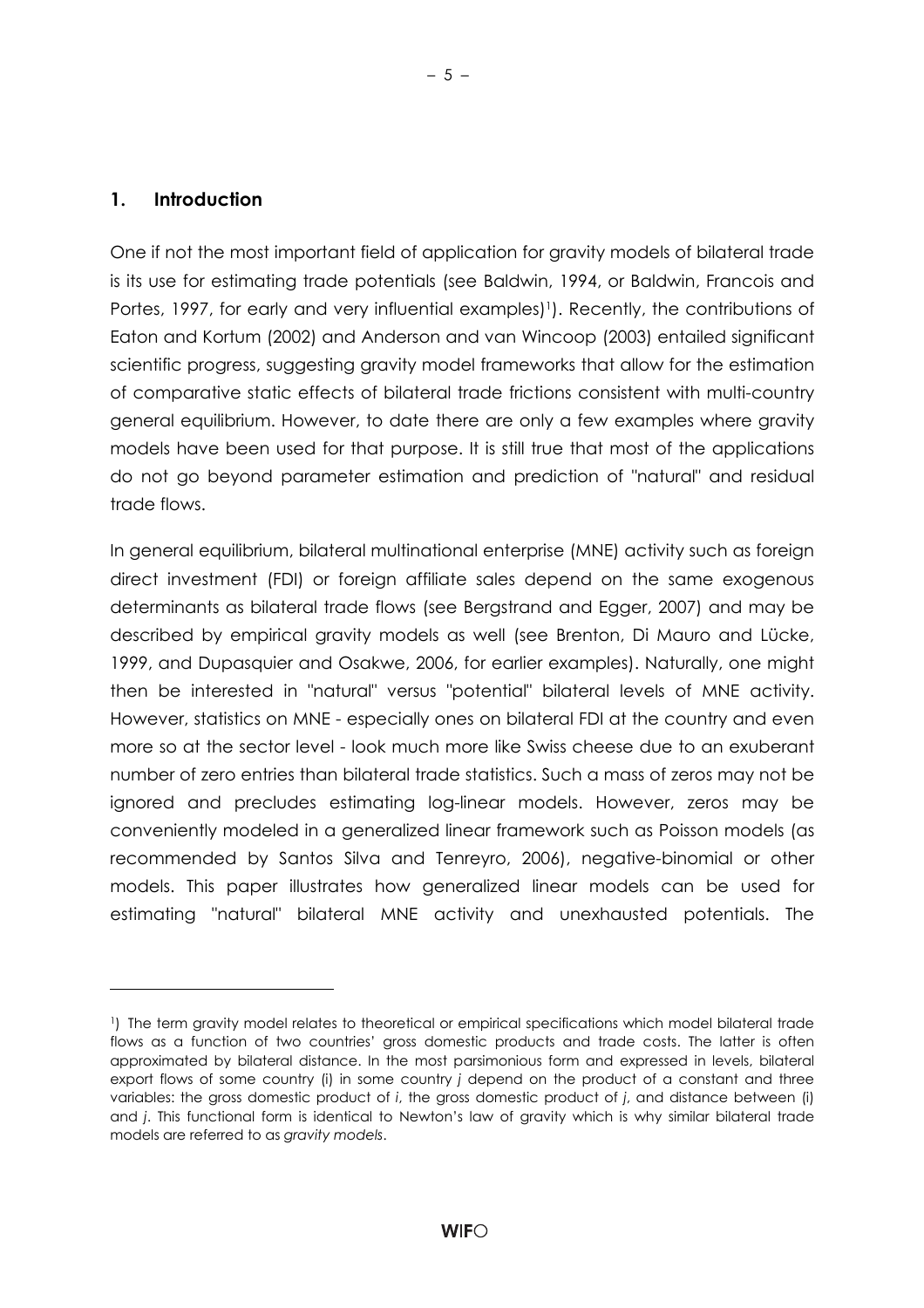## 1. Introduction

One if not the most important field of application for gravity models of bilateral trade is its use for estimating trade potentials (see Baldwin, 1994, or Baldwin, Francois and Portes, 1997, for early and very influential examples)[1]). Recently, the contributions of Eaton and Kortum (2002) and Anderson and van Wincoop (2003) entailed significant scientific progress, suggesting gravity model frameworks that allow for the estimation of comparative static effects of bilateral trade frictions consistent with multi-country general equilibrium. However, to date there are only a few examples where gravity models have been used for that purpose. It is still true that most of the applications do not go beyond parameter estimation and prediction of "natural" and residual trade flows.

In general equilibrium, bilateral multinational enterprise (MNE) activity such as foreign direct investment (FDI) or foreign affiliate sales depend on the same exogenous determinants as bilateral trade flows (see Bergstrand and Egger, 2007) and may be described by empirical gravity models as well (see Brenton, Di Mauro and Lücke, 1999, and Dupasquier and Osakwe, 2006, for earlier examples). Naturally, one might then be interested in "natural" versus "potential" bilateral levels of MNE activity. However, statistics on MNE - especially ones on bilateral FDI at the country and even more so at the sector level - look much more like Swiss cheese due to an exuberant number of zero entries than bilateral trade statistics. Such a mass of zeros may not be ignored and precludes estimating log-linear models. However, zeros may be conveniently modeled in a generalized linear framework such as Poisson models (as recommended by Santos Silva and Tenreyro, 2006), negative-binomial or other models. This paper illustrates how generalized linear models can be used for estimating "natural" bilateral MNE activity and unexhausted potentials. The

---

[1]) The term gravity model relates to theoretical or empirical specifications which model bilateral trade flows as a function of two countries' gross domestic products and trade costs. The latter is often approximated by bilateral distance. In the most parsimonious form and expressed in levels, bilateral export flows of some country (i) in some country *j* depend on the product of a constant and three variables: the gross domestic product of *i*, the gross domestic product of *j*, and distance between (i) and *j*. This functional form is identical to Newton's law of gravity which is why similar bilateral trade models are referred to as *gravity models*.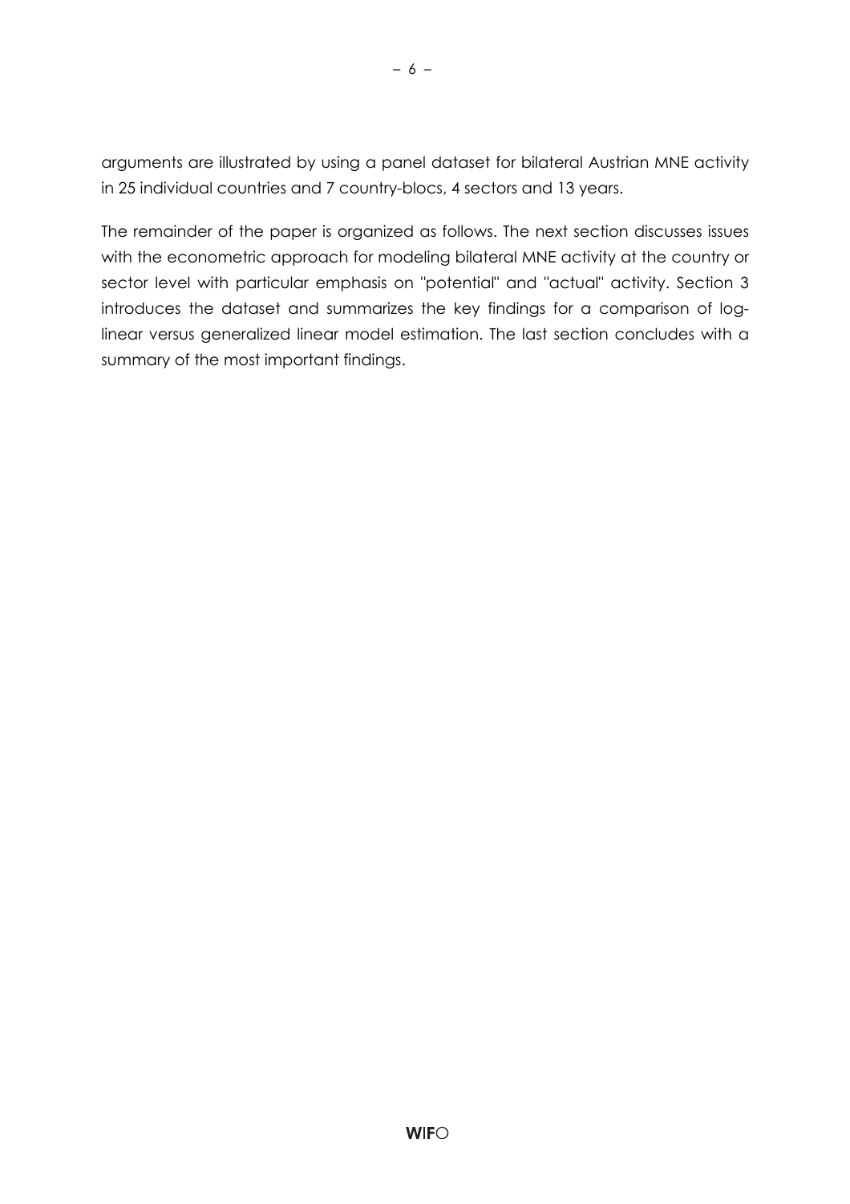arguments are illustrated by using a panel dataset for bilateral Austrian MNE activity in 25 individual countries and 7 country-blocs, 4 sectors and 13 years.

The remainder of the paper is organized as follows. The next section discusses issues with the econometric approach for modeling bilateral MNE activity at the country or sector level with particular emphasis on "potential" and "actual" activity. Section 3 introduces the dataset and summarizes the key findings for a comparison of log-linear versus generalized linear model estimation. The last section concludes with a summary of the most important findings.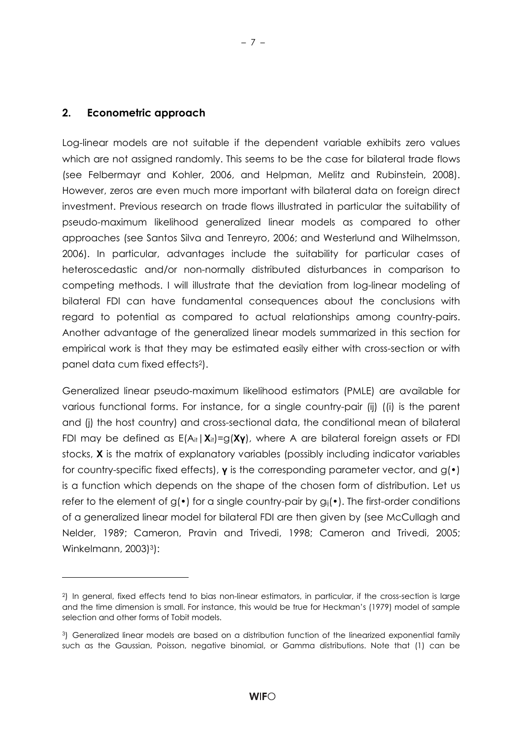## 2. Econometric approach

Log-linear models are not suitable if the dependent variable exhibits zero values which are not assigned randomly. This seems to be the case for bilateral trade flows (see Felbermayr and Kohler, 2006, and Helpman, Melitz and Rubinstein, 2008). However, zeros are even much more important with bilateral data on foreign direct investment. Previous research on trade flows illustrated in particular the suitability of pseudo-maximum likelihood generalized linear models as compared to other approaches (see Santos Silva and Tenreyro, 2006; and Westerlund and Wilhelmsson, 2006). In particular, advantages include the suitability for particular cases of heteroscedastic and/or non-normally distributed disturbances in comparison to competing methods. I will illustrate that the deviation from log-linear modeling of bilateral FDI can have fundamental consequences about the conclusions with regard to potential as compared to actual relationships among country-pairs. Another advantage of the generalized linear models summarized in this section for empirical work is that they may be estimated easily either with cross-section or with panel data cum fixed effects[2]).

Generalized linear pseudo-maximum likelihood estimators (PMLE) are available for various functional forms. For instance, for a single country-pair (ij) ((i) is the parent and (j) the host country) and cross-sectional data, the conditional mean of bilateral FDI may be defined as $E(A_{it}|\mathbf{X}_{it})=g(\mathbf{X}\boldsymbol{\gamma})$, where A are bilateral foreign assets or FDI stocks, $\mathbf{X}$ is the matrix of explanatory variables (possibly including indicator variables for country-specific fixed effects), $\boldsymbol{\gamma}$ is the corresponding parameter vector, and $g(\bullet)$ is a function which depends on the shape of the chosen form of distribution. Let us refer to the element of $g(\bullet)$ for a single country-pair by $g_{ij}(\bullet)$. The first-order conditions of a generalized linear model for bilateral FDI are then given by (see McCullagh and Nelder, 1989; Cameron, Pravin and Trivedi, 1998; Cameron and Trivedi, 2005; Winkelmann, 2003)[3]):

[2]) In general, fixed effects tend to bias non-linear estimators, in particular, if the cross-section is large and the time dimension is small. For instance, this would be true for Heckman's (1979) model of sample selection and other forms of Tobit models.

[3]) Generalized linear models are based on a distribution function of the linearized exponential family such as the Gaussian, Poisson, negative binomial, or Gamma distributions. Note that (1) can be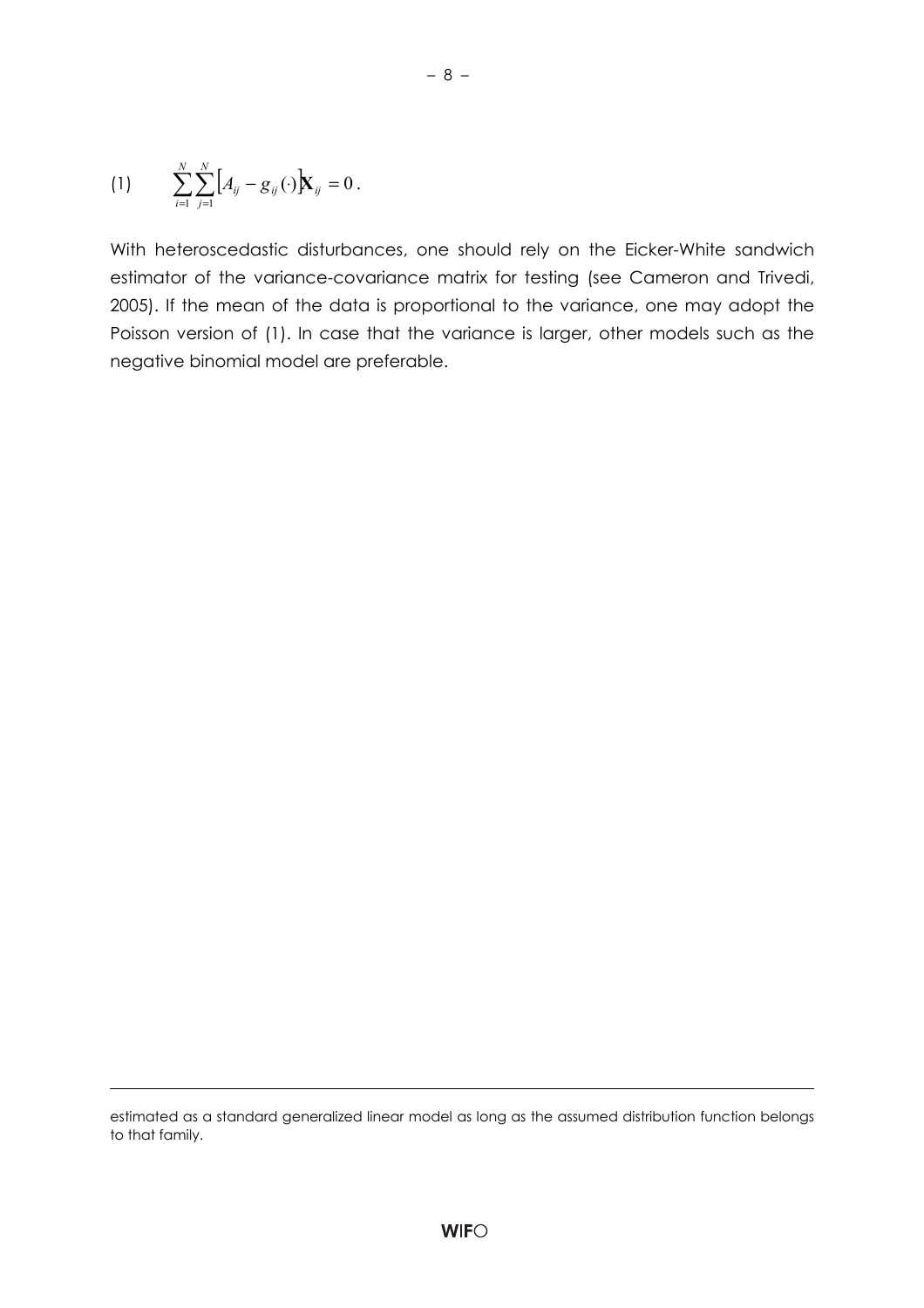$$(1) \qquad \sum_{i=1}^{N}\sum_{j=1}^{N}\left[A_{ij} - g_{ij}(\cdot)\right]\mathbf{X}_{ij} = 0\,.$$

With heteroscedastic disturbances, one should rely on the Eicker-White sandwich estimator of the variance-covariance matrix for testing (see Cameron and Trivedi, 2005). If the mean of the data is proportional to the variance, one may adopt the Poisson version of (1). In case that the variance is larger, other models such as the negative binomial model are preferable.

---

estimated as a standard generalized linear model as long as the assumed distribution function belongs to that family.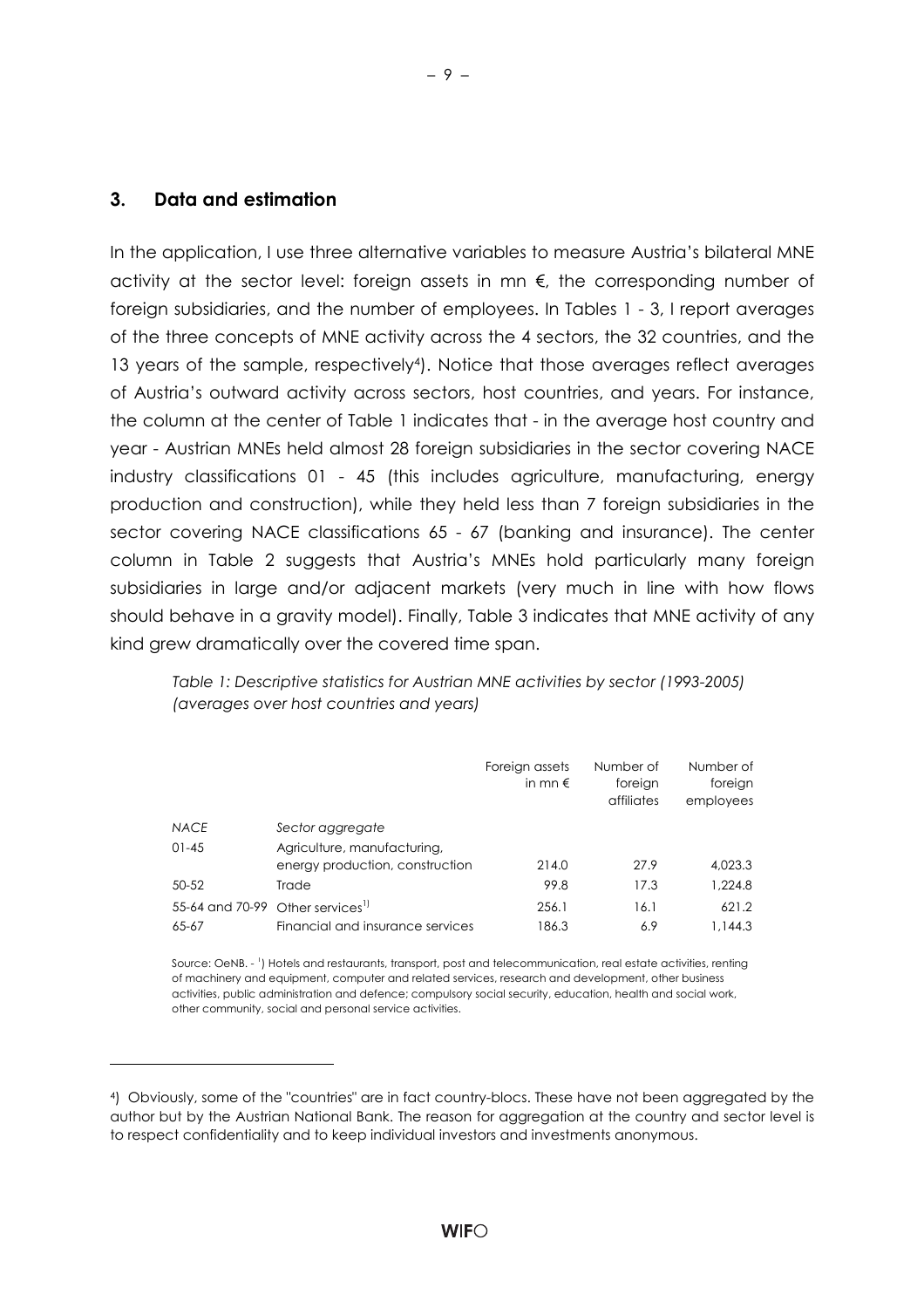## 3. Data and estimation

In the application, I use three alternative variables to measure Austria's bilateral MNE activity at the sector level: foreign assets in mn €, the corresponding number of foreign subsidiaries, and the number of employees. In Tables 1 - 3, I report averages of the three concepts of MNE activity across the 4 sectors, the 32 countries, and the 13 years of the sample, respectively[4]). Notice that those averages reflect averages of Austria's outward activity across sectors, host countries, and years. For instance, the column at the center of Table 1 indicates that - in the average host country and year - Austrian MNEs held almost 28 foreign subsidiaries in the sector covering NACE industry classifications 01 - 45 (this includes agriculture, manufacturing, energy production and construction), while they held less than 7 foreign subsidiaries in the sector covering NACE classifications 65 - 67 (banking and insurance). The center column in Table 2 suggests that Austria's MNEs hold particularly many foreign subsidiaries in large and/or adjacent markets (very much in line with how flows should behave in a gravity model). Finally, Table 3 indicates that MNE activity of any kind grew dramatically over the covered time span.

*Table 1: Descriptive statistics for Austrian MNE activities by sector (1993-2005) (averages over host countries and years)*

| | | Foreign assets in mn € | Number of foreign affiliates | Number of foreign employees |
|---|---|---|---|---|
| *NACE* | *Sector aggregate* | | | |
| 01-45 | Agriculture, manufacturing, energy production, construction | 214.0 | 27.9 | 4,023.3 |
| 50-52 | Trade | 99.8 | 17.3 | 1,224.8 |
| 55-64 and 70-99 | Other services[1)] | 256.1 | 16.1 | 621.2 |
| 65-67 | Financial and insurance services | 186.3 | 6.9 | 1,144.3 |

Source: OeNB. - [1]) Hotels and restaurants, transport, post and telecommunication, real estate activities, renting of machinery and equipment, computer and related services, research and development, other business activities, public administration and defence; compulsory social security, education, health and social work, other community, social and personal service activities.

[4]) Obviously, some of the "countries" are in fact country-blocs. These have not been aggregated by the author but by the Austrian National Bank. The reason for aggregation at the country and sector level is to respect confidentiality and to keep individual investors and investments anonymous.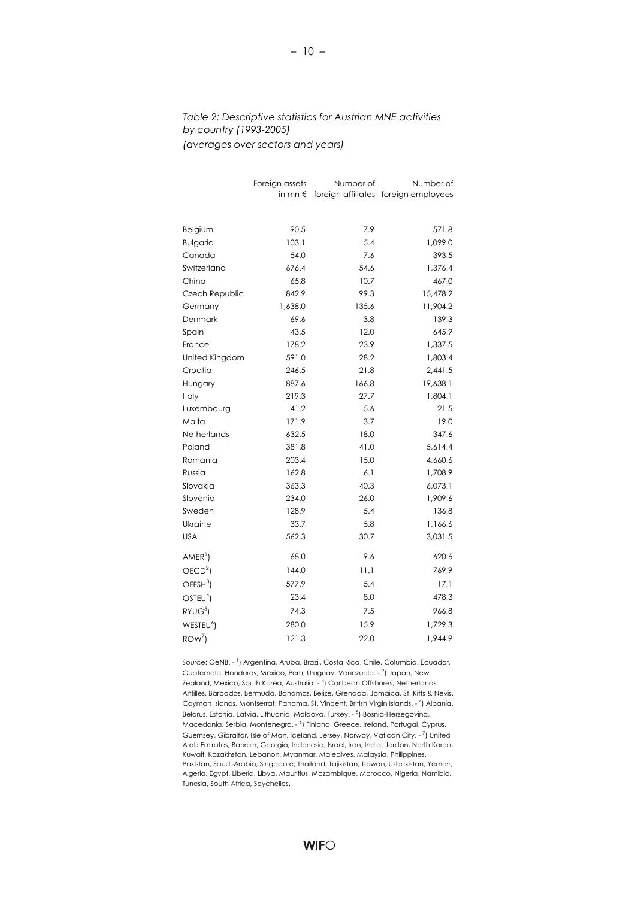*Table 2: Descriptive statistics for Austrian MNE activities by country (1993-2005)*
*(averages over sectors and years)*

| | Foreign assets in mn € | Number of foreign affiliates | Number of foreign employees |
|---|---|---|---|
| Belgium | 90.5 | 7.9 | 571.8 |
| Bulgaria | 103.1 | 5.4 | 1,099.0 |
| Canada | 54.0 | 7.6 | 393.5 |
| Switzerland | 676.4 | 54.6 | 1,376.4 |
| China | 65.8 | 10.7 | 467.0 |
| Czech Republic | 842.9 | 99.3 | 15,478.2 |
| Germany | 1,638.0 | 135.6 | 11,904.2 |
| Denmark | 69.6 | 3.8 | 139.3 |
| Spain | 43.5 | 12.0 | 645.9 |
| France | 178.2 | 23.9 | 1,337.5 |
| United Kingdom | 591.0 | 28.2 | 1,803.4 |
| Croatia | 246.5 | 21.8 | 2,441.5 |
| Hungary | 887.6 | 166.8 | 19,638.1 |
| Italy | 219.3 | 27.7 | 1,804.1 |
| Luxembourg | 41.2 | 5.6 | 21.5 |
| Malta | 171.9 | 3.7 | 19.0 |
| Netherlands | 632.5 | 18.0 | 347.6 |
| Poland | 381.8 | 41.0 | 5,614.4 |
| Romania | 203.4 | 15.0 | 4,660.6 |
| Russia | 162.8 | 6.1 | 1,708.9 |
| Slovakia | 363.3 | 40.3 | 6,073.1 |
| Slovenia | 234.0 | 26.0 | 1,909.6 |
| Sweden | 128.9 | 5.4 | 136.8 |
| Ukraine | 33.7 | 5.8 | 1,166.6 |
| USA | 562.3 | 30.7 | 3,031.5 |
| AMER[1]) | 68.0 | 9.6 | 620.6 |
| OECD[2]) | 144.0 | 11.1 | 769.9 |
| OFFSH[3]) | 577.9 | 5.4 | 17.1 |
| OSTEU[4]) | 23.4 | 8.0 | 478.3 |
| RYUG[5]) | 74.3 | 7.5 | 966.8 |
| WESTEU[6]) | 280.0 | 15.9 | 1,729.3 |
| ROW[7]) | 121.3 | 22.0 | 1,944.9 |

Source: OeNB. - [1]) Argentina, Aruba, Brazil, Costa Rica, Chile, Columbia, Ecuador, Guatemala, Honduras, Mexico, Peru, Uruguay, Venezuela. - [2]) Japan, New Zealand, Mexico, South Korea, Australia. - [3]) Caribean Offshores, Netherlands Antilles, Barbados, Bermuda, Bahamas, Belize, Grenada, Jamaica, St. Kitts & Nevis, Cayman Islands, Montserrat, Panama, St. Vincent, British Virgin Islands. - [4]) Albania, Belarus, Estonia, Latvia, Lithuania, Moldova, Turkey. - [5]) Bosnia-Herzegovina, Macedonia, Serbia, Montenegro. - [6]) Finland, Greece, Ireland, Portugal, Cyprus, Guernsey, Gibraltar, Isle of Man, Iceland, Jersey, Norway, Vatican City. - [7]) United Arab Emirates, Bahrain, Georgia, Indonesia, Israel, Iran, India, Jordan, North Korea, Kuwait, Kazakhstan, Lebanon, Myanmar, Maledives, Malaysia, Philippines, Pakistan, Saudi-Arabia, Singapore, Thailand, Tajikistan, Taiwan, Uzbekistan, Yemen, Algeria, Egypt, Liberia, Libya, Mauritius, Mozambique, Morocco, Nigeria, Namibia, Tunesia, South Africa, Seychelles.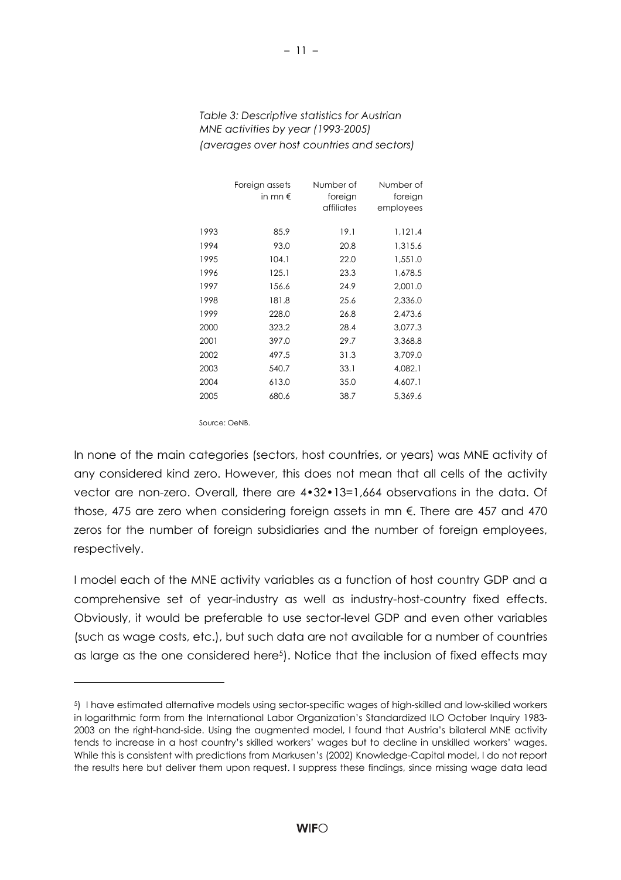*Table 3: Descriptive statistics for Austrian MNE activities by year (1993-2005) (averages over host countries and sectors)*

| | Foreign assets in mn € | Number of foreign affiliates | Number of foreign employees |
|---|---|---|---|
| 1993 | 85.9 | 19.1 | 1,121.4 |
| 1994 | 93.0 | 20.8 | 1,315.6 |
| 1995 | 104.1 | 22.0 | 1,551.0 |
| 1996 | 125.1 | 23.3 | 1,678.5 |
| 1997 | 156.6 | 24.9 | 2,001.0 |
| 1998 | 181.8 | 25.6 | 2,336.0 |
| 1999 | 228.0 | 26.8 | 2,473.6 |
| 2000 | 323.2 | 28.4 | 3,077.3 |
| 2001 | 397.0 | 29.7 | 3,368.8 |
| 2002 | 497.5 | 31.3 | 3,709.0 |
| 2003 | 540.7 | 33.1 | 4,082.1 |
| 2004 | 613.0 | 35.0 | 4,607.1 |
| 2005 | 680.6 | 38.7 | 5,369.6 |

Source: OeNB.

In none of the main categories (sectors, host countries, or years) was MNE activity of any considered kind zero. However, this does not mean that all cells of the activity vector are non-zero. Overall, there are 4•32•13=1,664 observations in the data. Of those, 475 are zero when considering foreign assets in mn €. There are 457 and 470 zeros for the number of foreign subsidiaries and the number of foreign employees, respectively.

I model each of the MNE activity variables as a function of host country GDP and a comprehensive set of year-industry as well as industry-host-country fixed effects. Obviously, it would be preferable to use sector-level GDP and even other variables (such as wage costs, etc.), but such data are not available for a number of countries as large as the one considered here[5]). Notice that the inclusion of fixed effects may

[5]) I have estimated alternative models using sector-specific wages of high-skilled and low-skilled workers in logarithmic form from the International Labor Organization's Standardized ILO October Inquiry 1983-2003 on the right-hand-side. Using the augmented model, I found that Austria's bilateral MNE activity tends to increase in a host country's skilled workers' wages but to decline in unskilled workers' wages. While this is consistent with predictions from Markusen's (2002) Knowledge-Capital model, I do not report the results here but deliver them upon request. I suppress these findings, since missing wage data lead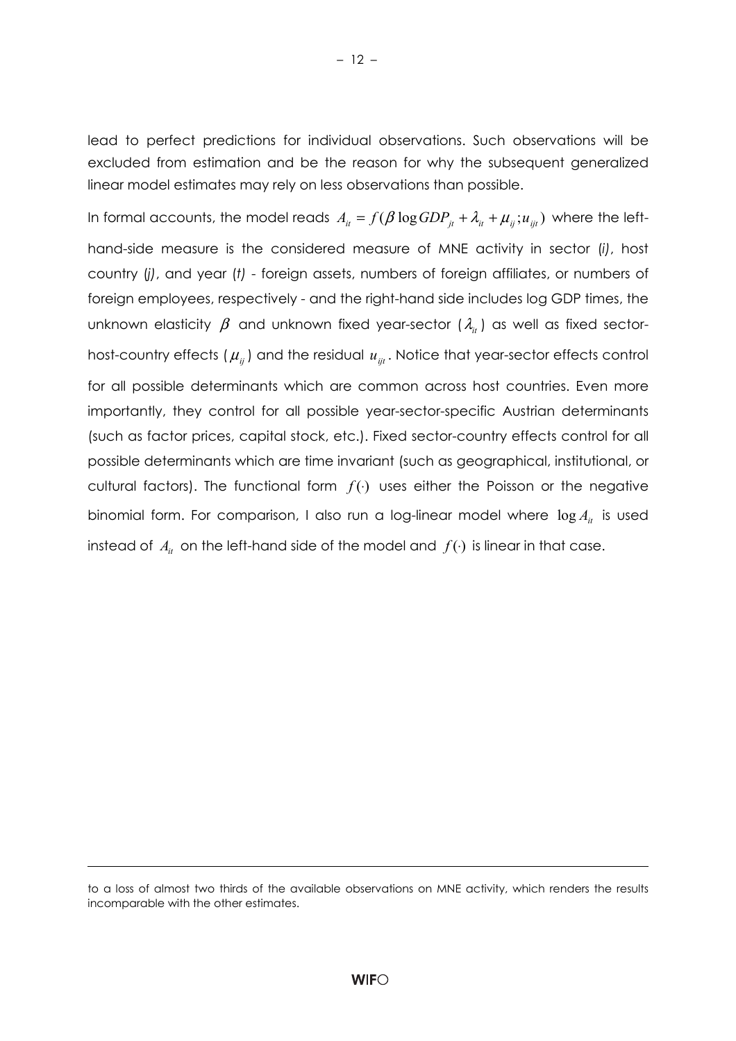lead to perfect predictions for individual observations. Such observations will be excluded from estimation and be the reason for why the subsequent generalized linear model estimates may rely on less observations than possible.

In formal accounts, the model reads $A_{it} = f(\beta \log GDP_{jt} + \lambda_{it} + \mu_{ij}; u_{ijt})$ where the left-hand-side measure is the considered measure of MNE activity in sector (*i*), host country (*j*), and year (*t*) - foreign assets, numbers of foreign affiliates, or numbers of foreign employees, respectively - and the right-hand side includes log GDP times, the unknown elasticity $\beta$ and unknown fixed year-sector ($\lambda_{it}$) as well as fixed sector-host-country effects ($\mu_{ij}$) and the residual $u_{ijt}$. Notice that year-sector effects control for all possible determinants which are common across host countries. Even more importantly, they control for all possible year-sector-specific Austrian determinants (such as factor prices, capital stock, etc.). Fixed sector-country effects control for all possible determinants which are time invariant (such as geographical, institutional, or cultural factors). The functional form $f(\cdot)$ uses either the Poisson or the negative binomial form. For comparison, I also run a log-linear model where $\log A_{it}$ is used instead of $A_{it}$ on the left-hand side of the model and $f(\cdot)$ is linear in that case.

---

to a loss of almost two thirds of the available observations on MNE activity, which renders the results incomparable with the other estimates.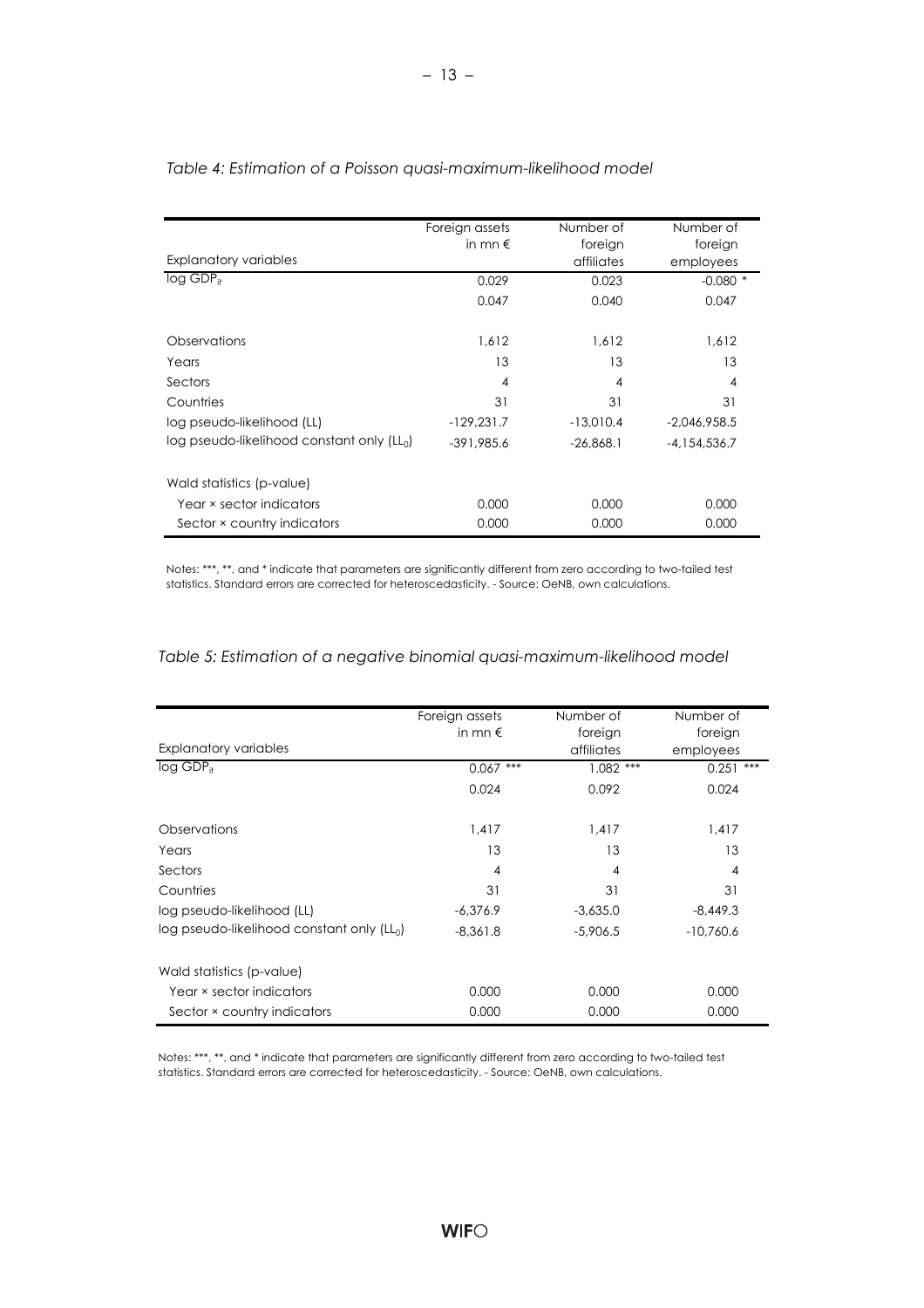*Table 4: Estimation of a Poisson quasi-maximum-likelihood model*

| Explanatory variables | Foreign assets in mn € | Number of foreign affiliates | Number of foreign employees |
|---|---|---|---|
| log $GDP_{it}$ | 0.029 | 0.023 | -0.080 * |
| | 0.047 | 0.040 | 0.047 |
| Observations | 1,612 | 1,612 | 1,612 |
| Years | 13 | 13 | 13 |
| Sectors | 4 | 4 | 4 |
| Countries | 31 | 31 | 31 |
| log pseudo-likelihood (LL) | -129,231.7 | -13,010.4 | -2,046,958.5 |
| log pseudo-likelihood constant only ($LL_0$) | -391,985.6 | -26,868.1 | -4,154,536.7 |
| Wald statistics (p-value) | | | |
| Year × sector indicators | 0.000 | 0.000 | 0.000 |
| Sector × country indicators | 0.000 | 0.000 | 0.000 |

Notes: ***, **, and * indicate that parameters are significantly different from zero according to two-tailed test statistics. Standard errors are corrected for heteroscedasticity. - Source: OeNB, own calculations.

*Table 5: Estimation of a negative binomial quasi-maximum-likelihood model*

| Explanatory variables | Foreign assets in mn € | Number of foreign affiliates | Number of foreign employees |
|---|---|---|---|
| log $GDP_{it}$ | 0.067 *** | 1.082 *** | 0.251 *** |
| | 0.024 | 0.092 | 0.024 |
| Observations | 1,417 | 1,417 | 1,417 |
| Years | 13 | 13 | 13 |
| Sectors | 4 | 4 | 4 |
| Countries | 31 | 31 | 31 |
| log pseudo-likelihood (LL) | -6,376.9 | -3,635.0 | -8,449.3 |
| log pseudo-likelihood constant only ($LL_0$) | -8,361.8 | -5,906.5 | -10,760.6 |
| Wald statistics (p-value) | | | |
| Year × sector indicators | 0.000 | 0.000 | 0.000 |
| Sector × country indicators | 0.000 | 0.000 | 0.000 |

Notes: ***, **, and * indicate that parameters are significantly different from zero according to two-tailed test statistics. Standard errors are corrected for heteroscedasticity. - Source: OeNB, own calculations.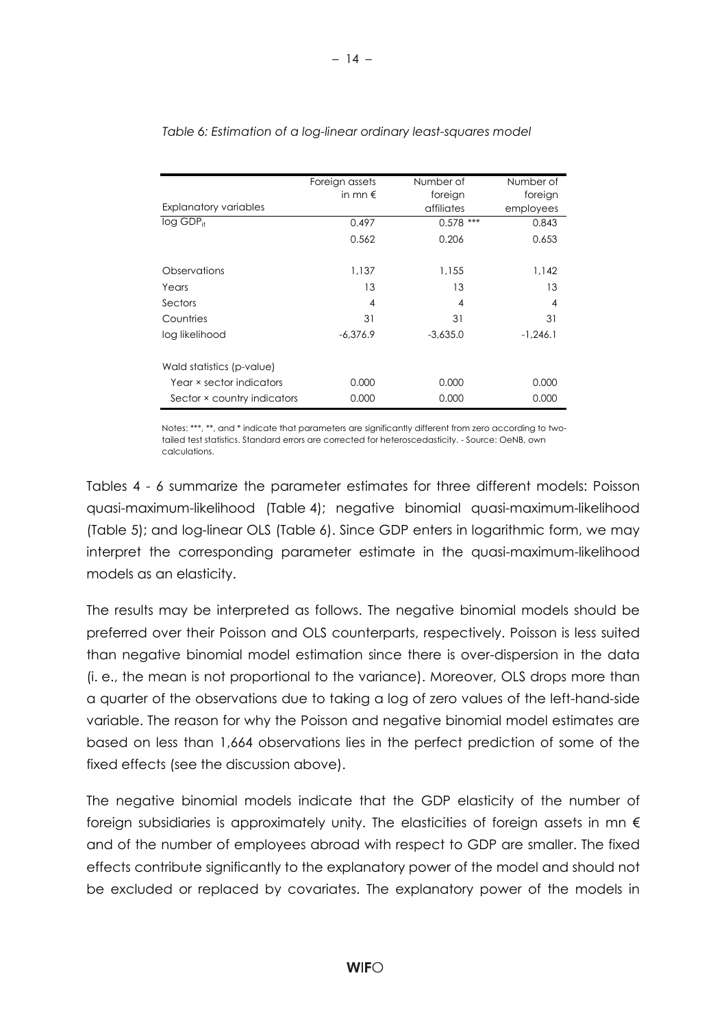*Table 6: Estimation of a log-linear ordinary least-squares model*

| Explanatory variables | Foreign assets in mn € | Number of foreign affiliates | Number of foreign employees |
|---|---|---|---|
| log $GDP_{it}$ | 0.497 | 0.578 *** | 0.843 |
| | 0.562 | 0.206 | 0.653 |
| | | | |
| Observations | 1,137 | 1,155 | 1,142 |
| Years | 13 | 13 | 13 |
| Sectors | 4 | 4 | 4 |
| Countries | 31 | 31 | 31 |
| log likelihood | -6,376.9 | -3,635.0 | -1,246.1 |
| | | | |
| Wald statistics (p-value) | | | |
| Year × sector indicators | 0.000 | 0.000 | 0.000 |
| Sector × country indicators | 0.000 | 0.000 | 0.000 |

Notes: ***, **, and * indicate that parameters are significantly different from zero according to two-tailed test statistics. Standard errors are corrected for heteroscedasticity. - Source: OeNB, own calculations.

Tables 4 - 6 summarize the parameter estimates for three different models: Poisson quasi-maximum-likelihood (Table 4); negative binomial quasi-maximum-likelihood (Table 5); and log-linear OLS (Table 6). Since GDP enters in logarithmic form, we may interpret the corresponding parameter estimate in the quasi-maximum-likelihood models as an elasticity.

The results may be interpreted as follows. The negative binomial models should be preferred over their Poisson and OLS counterparts, respectively. Poisson is less suited than negative binomial model estimation since there is over-dispersion in the data (i. e., the mean is not proportional to the variance). Moreover, OLS drops more than a quarter of the observations due to taking a log of zero values of the left-hand-side variable. The reason for why the Poisson and negative binomial model estimates are based on less than 1,664 observations lies in the perfect prediction of some of the fixed effects (see the discussion above).

The negative binomial models indicate that the GDP elasticity of the number of foreign subsidiaries is approximately unity. The elasticities of foreign assets in mn € and of the number of employees abroad with respect to GDP are smaller. The fixed effects contribute significantly to the explanatory power of the model and should not be excluded or replaced by covariates. The explanatory power of the models in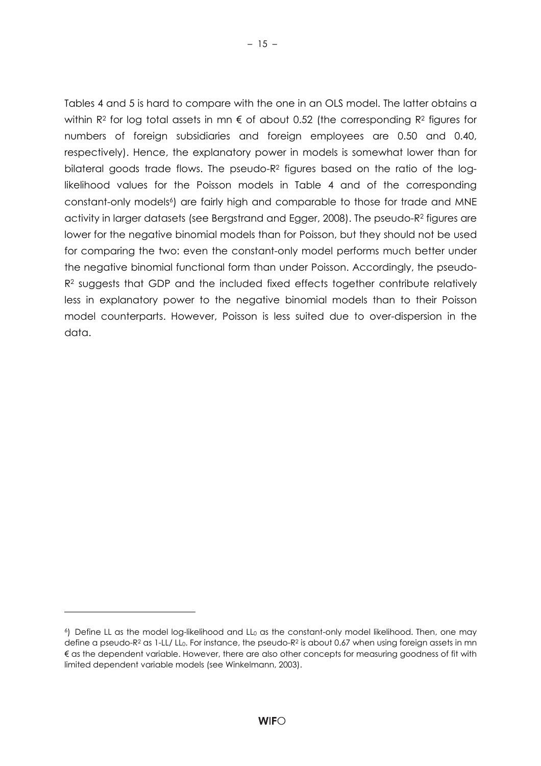Tables 4 and 5 is hard to compare with the one in an OLS model. The latter obtains a within $R^2$ for log total assets in mn € of about 0.52 (the corresponding $R^2$ figures for numbers of foreign subsidiaries and foreign employees are 0.50 and 0.40, respectively). Hence, the explanatory power in models is somewhat lower than for bilateral goods trade flows. The pseudo-$R^2$ figures based on the ratio of the log-likelihood values for the Poisson models in Table 4 and of the corresponding constant-only models[6]) are fairly high and comparable to those for trade and MNE activity in larger datasets (see Bergstrand and Egger, 2008). The pseudo-$R^2$ figures are lower for the negative binomial models than for Poisson, but they should not be used for comparing the two: even the constant-only model performs much better under the negative binomial functional form than under Poisson. Accordingly, the pseudo-$R^2$ suggests that GDP and the included fixed effects together contribute relatively less in explanatory power to the negative binomial models than to their Poisson model counterparts. However, Poisson is less suited due to over-dispersion in the data.

---

[6]) Define LL as the model log-likelihood and $LL_0$ as the constant-only model likelihood. Then, one may define a pseudo-$R^2$ as $1\text{-}LL/LL_0$. For instance, the pseudo-$R^2$ is about 0.67 when using foreign assets in mn € as the dependent variable. However, there are also other concepts for measuring goodness of fit with limited dependent variable models (see Winkelmann, 2003).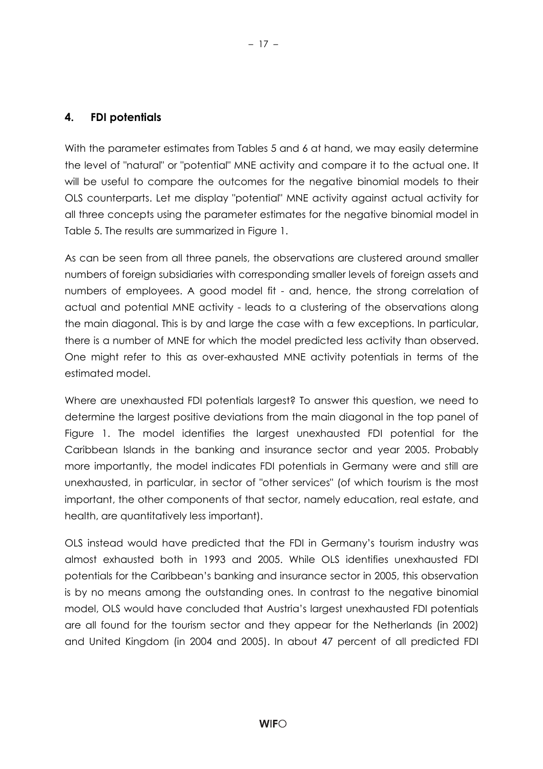## 4. FDI potentials

With the parameter estimates from Tables 5 and 6 at hand, we may easily determine the level of "natural" or "potential" MNE activity and compare it to the actual one. It will be useful to compare the outcomes for the negative binomial models to their OLS counterparts. Let me display "potential" MNE activity against actual activity for all three concepts using the parameter estimates for the negative binomial model in Table 5. The results are summarized in Figure 1.

As can be seen from all three panels, the observations are clustered around smaller numbers of foreign subsidiaries with corresponding smaller levels of foreign assets and numbers of employees. A good model fit - and, hence, the strong correlation of actual and potential MNE activity - leads to a clustering of the observations along the main diagonal. This is by and large the case with a few exceptions. In particular, there is a number of MNE for which the model predicted less activity than observed. One might refer to this as over-exhausted MNE activity potentials in terms of the estimated model.

Where are unexhausted FDI potentials largest? To answer this question, we need to determine the largest positive deviations from the main diagonal in the top panel of Figure 1. The model identifies the largest unexhausted FDI potential for the Caribbean Islands in the banking and insurance sector and year 2005. Probably more importantly, the model indicates FDI potentials in Germany were and still are unexhausted, in particular, in sector of "other services" (of which tourism is the most important, the other components of that sector, namely education, real estate, and health, are quantitatively less important).

OLS instead would have predicted that the FDI in Germany's tourism industry was almost exhausted both in 1993 and 2005. While OLS identifies unexhausted FDI potentials for the Caribbean's banking and insurance sector in 2005, this observation is by no means among the outstanding ones. In contrast to the negative binomial model, OLS would have concluded that Austria's largest unexhausted FDI potentials are all found for the tourism sector and they appear for the Netherlands (in 2002) and United Kingdom (in 2004 and 2005). In about 47 percent of all predicted FDI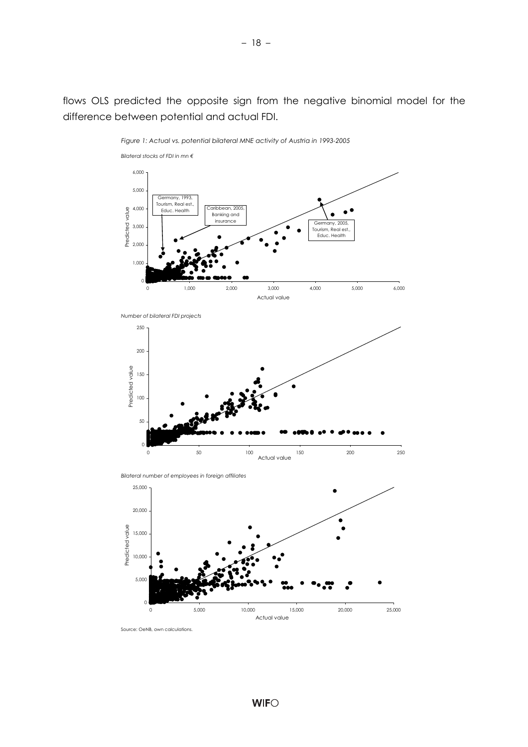flows OLS predicted the opposite sign from the negative binomial model for the difference between potential and actual FDI.

*Figure 1: Actual vs. potential bilateral MNE activity of Austria in 1993-2005*

*Bilateral stocks of FDI in mn €*

*Number of bilateral FDI projects*

*Bilateral number of employees in foreign affiliates*

Source: OeNB, own calculations.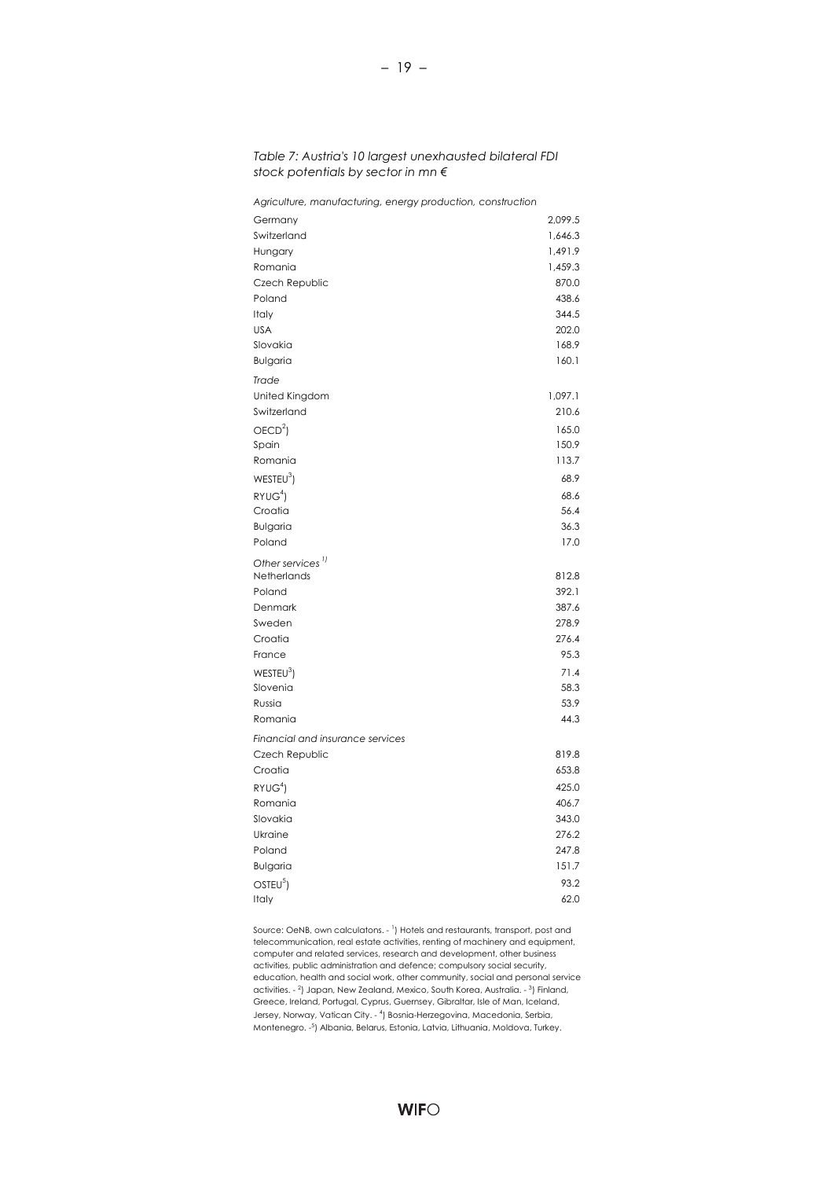*Table 7: Austria's 10 largest unexhausted bilateral FDI stock potentials by sector in mn €*

| | |
|---|---|
| *Agriculture, manufacturing, energy production, construction* | |
| Germany | 2,099.5 |
| Switzerland | 1,646.3 |
| Hungary | 1,491.9 |
| Romania | 1,459.3 |
| Czech Republic | 870.0 |
| Poland | 438.6 |
| Italy | 344.5 |
| USA | 202.0 |
| Slovakia | 168.9 |
| Bulgaria | 160.1 |
| *Trade* | |
| United Kingdom | 1,097.1 |
| Switzerland | 210.6 |
| OECD[2]) | 165.0 |
| Spain | 150.9 |
| Romania | 113.7 |
| WESTEU[3]) | 68.9 |
| RYUG[4]) | 68.6 |
| Croatia | 56.4 |
| Bulgaria | 36.3 |
| Poland | 17.0 |
| *Other services [1])* | |
| Netherlands | 812.8 |
| Poland | 392.1 |
| Denmark | 387.6 |
| Sweden | 278.9 |
| Croatia | 276.4 |
| France | 95.3 |
| WESTEU[3]) | 71.4 |
| Slovenia | 58.3 |
| Russia | 53.9 |
| Romania | 44.3 |
| *Financial and insurance services* | |
| Czech Republic | 819.8 |
| Croatia | 653.8 |
| RYUG[4]) | 425.0 |
| Romania | 406.7 |
| Slovakia | 343.0 |
| Ukraine | 276.2 |
| Poland | 247.8 |
| Bulgaria | 151.7 |
| OSTEU[5]) | 93.2 |
| Italy | 62.0 |

Source: OeNB, own calculatons. - [1]) Hotels and restaurants, transport, post and telecommunication, real estate activities, renting of machinery and equipment, computer and related services, research and development, other business activities, public administration and defence; compulsory social security, education, health and social work, other community, social and personal service activities. - [2]) Japan, New Zealand, Mexico, South Korea, Australia. - [3]) Finland, Greece, Ireland, Portugal, Cyprus, Guernsey, Gibraltar, Isle of Man, Iceland, Jersey, Norway, Vatican City. - [4]) Bosnia-Herzegovina, Macedonia, Serbia, Montenegro. -[5]) Albania, Belarus, Estonia, Latvia, Lithuania, Moldova, Turkey.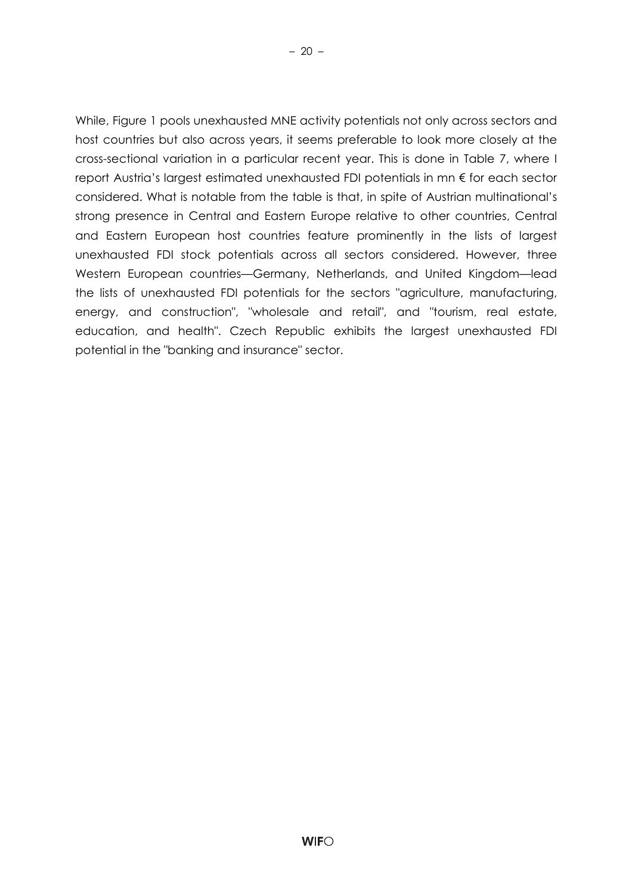While, Figure 1 pools unexhausted MNE activity potentials not only across sectors and host countries but also across years, it seems preferable to look more closely at the cross-sectional variation in a particular recent year. This is done in Table 7, where I report Austria's largest estimated unexhausted FDI potentials in mn € for each sector considered. What is notable from the table is that, in spite of Austrian multinational's strong presence in Central and Eastern Europe relative to other countries, Central and Eastern European host countries feature prominently in the lists of largest unexhausted FDI stock potentials across all sectors considered. However, three Western European countries—Germany, Netherlands, and United Kingdom—lead the lists of unexhausted FDI potentials for the sectors "agriculture, manufacturing, energy, and construction", "wholesale and retail", and "tourism, real estate, education, and health". Czech Republic exhibits the largest unexhausted FDI potential in the "banking and insurance" sector.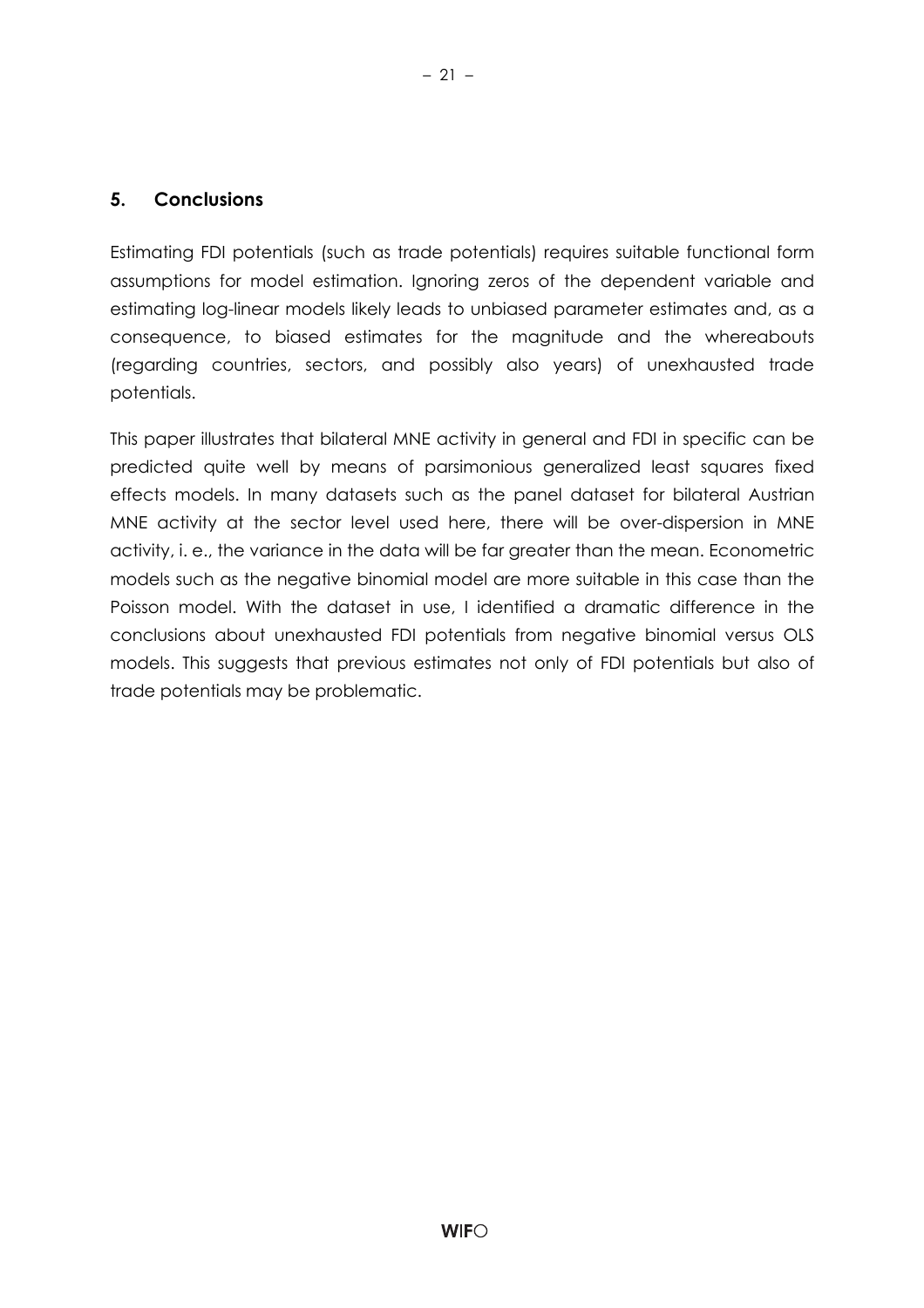## 5. Conclusions

Estimating FDI potentials (such as trade potentials) requires suitable functional form assumptions for model estimation. Ignoring zeros of the dependent variable and estimating log-linear models likely leads to unbiased parameter estimates and, as a consequence, to biased estimates for the magnitude and the whereabouts (regarding countries, sectors, and possibly also years) of unexhausted trade potentials.

This paper illustrates that bilateral MNE activity in general and FDI in specific can be predicted quite well by means of parsimonious generalized least squares fixed effects models. In many datasets such as the panel dataset for bilateral Austrian MNE activity at the sector level used here, there will be over-dispersion in MNE activity, i. e., the variance in the data will be far greater than the mean. Econometric models such as the negative binomial model are more suitable in this case than the Poisson model. With the dataset in use, I identified a dramatic difference in the conclusions about unexhausted FDI potentials from negative binomial versus OLS models. This suggests that previous estimates not only of FDI potentials but also of trade potentials may be problematic.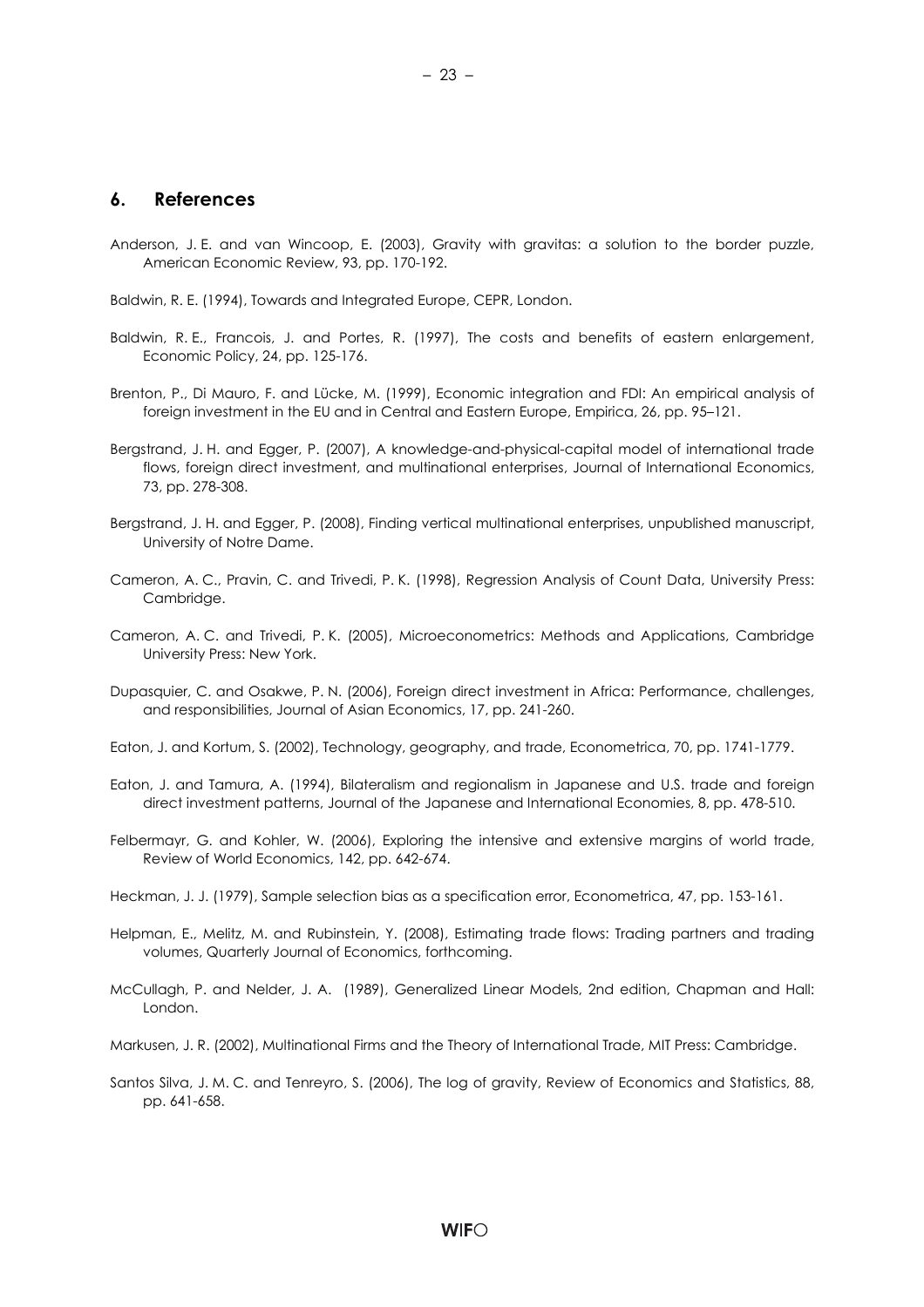## 6. References

Anderson, J. E. and van Wincoop, E. (2003), Gravity with gravitas: a solution to the border puzzle, American Economic Review, 93, pp. 170-192.

Baldwin, R. E. (1994), Towards and Integrated Europe, CEPR, London.

Baldwin, R. E., Francois, J. and Portes, R. (1997), The costs and benefits of eastern enlargement, Economic Policy, 24, pp. 125-176.

Brenton, P., Di Mauro, F. and Lücke, M. (1999), Economic integration and FDI: An empirical analysis of foreign investment in the EU and in Central and Eastern Europe, Empirica, 26, pp. 95–121.

Bergstrand, J. H. and Egger, P. (2007), A knowledge-and-physical-capital model of international trade flows, foreign direct investment, and multinational enterprises, Journal of International Economics, 73, pp. 278-308.

Bergstrand, J. H. and Egger, P. (2008), Finding vertical multinational enterprises, unpublished manuscript, University of Notre Dame.

Cameron, A. C., Pravin, C. and Trivedi, P. K. (1998), Regression Analysis of Count Data, University Press: Cambridge.

Cameron, A. C. and Trivedi, P. K. (2005), Microeconometrics: Methods and Applications, Cambridge University Press: New York.

Dupasquier, C. and Osakwe, P. N. (2006), Foreign direct investment in Africa: Performance, challenges, and responsibilities, Journal of Asian Economics, 17, pp. 241-260.

Eaton, J. and Kortum, S. (2002), Technology, geography, and trade, Econometrica, 70, pp. 1741-1779.

Eaton, J. and Tamura, A. (1994), Bilateralism and regionalism in Japanese and U.S. trade and foreign direct investment patterns, Journal of the Japanese and International Economies, 8, pp. 478-510.

Felbermayr, G. and Kohler, W. (2006), Exploring the intensive and extensive margins of world trade, Review of World Economics, 142, pp. 642-674.

Heckman, J. J. (1979), Sample selection bias as a specification error, Econometrica, 47, pp. 153-161.

Helpman, E., Melitz, M. and Rubinstein, Y. (2008), Estimating trade flows: Trading partners and trading volumes, Quarterly Journal of Economics, forthcoming.

McCullagh, P. and Nelder, J. A. (1989), Generalized Linear Models, 2nd edition, Chapman and Hall: London.

Markusen, J. R. (2002), Multinational Firms and the Theory of International Trade, MIT Press: Cambridge.

Santos Silva, J. M. C. and Tenreyro, S. (2006), The log of gravity, Review of Economics and Statistics, 88, pp. 641-658.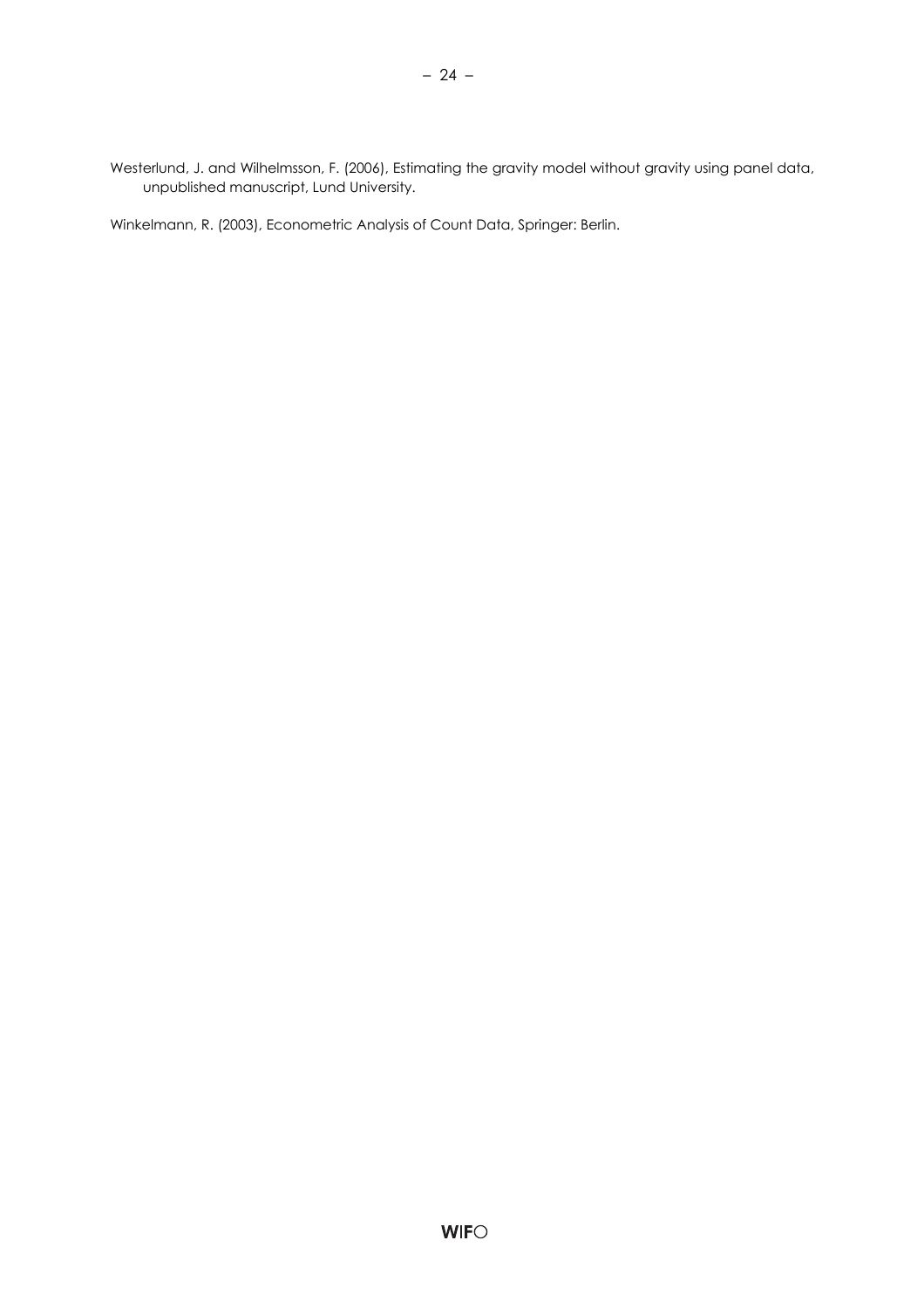Westerlund, J. and Wilhelmsson, F. (2006), Estimating the gravity model without gravity using panel data, unpublished manuscript, Lund University.

Winkelmann, R. (2003), Econometric Analysis of Count Data, Springer: Berlin.